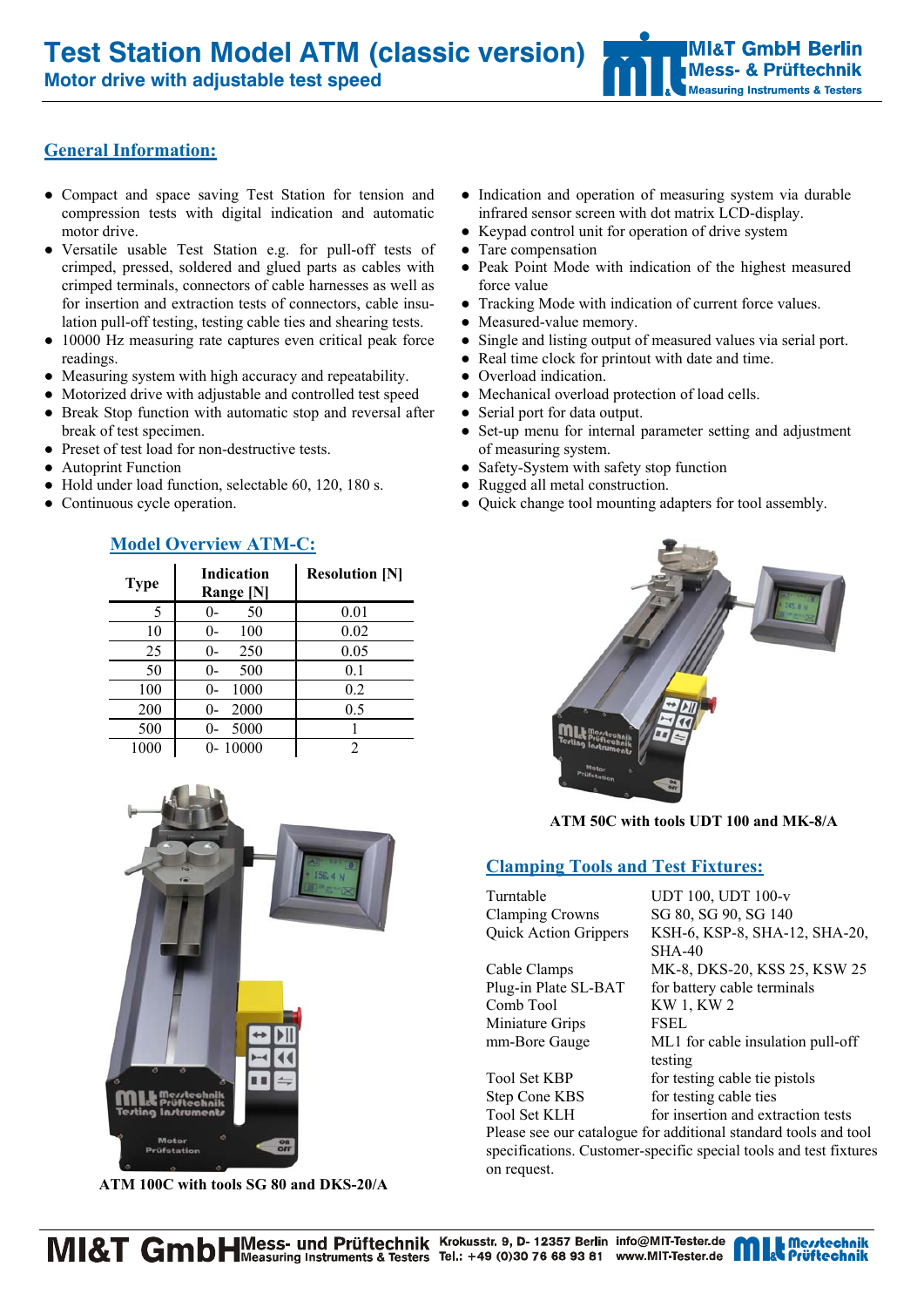# Test Station Model ATM (classic version)

## Motor drive with adjustable test speed

## General Information:

- Compact and space saving Test Station for tension and compression tests with digital indication and automatic motor drive.
- Versatile usable Test Station e.g. for pull-off tests of crimped, pressed, soldered and glued parts as cables with crimped terminals, connectors of cable harnesses as well as for insertion and extraction tests of connectors, cable insulation pull-off testing, testing cable ties and shearing tests.
- 10000 Hz measuring rate captures even critical peak force readings.
- Measuring system with high accuracy and repeatability.
- Motorized drive with adjustable and controlled test speed
- Break Stop function with automatic stop and reversal after break of test specimen.
- Preset of test load for non-destructive tests.
- Autoprint Function
- Hold under load function, selectable 60, 120, 180 s.
- Continuous cycle operation.
- Indication and operation of measuring system via durable infrared sensor screen with dot matrix LCD-display.
- Keypad control unit for operation of drive system
- Tare compensation
- Peak Point Mode with indication of the highest measured force value
- Tracking Mode with indication of current force values.
- Measured-value memory.
- Single and listing output of measured values via serial port.
- Real time clock for printout with date and time.
- Overload indication.
- Mechanical overload protection of load cells.
- Serial port for data output.
- Set-up menu for internal parameter setting and adjustment of measuring system.
- Safety-System with safety stop function
- Rugged all metal construction.
- Quick change tool mounting adapters for tool assembly.

## Model Overview ATM-C:

| Type | Indication Range [N] | Resolution [N] |
|---|---|---|
| 5 | 0- 50 | 0.01 |
| 10 | 0- 100 | 0.02 |
| 25 | 0- 250 | 0.05 |
| 50 | 0- 500 | 0.1 |
| 100 | 0- 1000 | 0.2 |
| 200 | 0- 2000 | 0.5 |
| 500 | 0- 5000 | 1 |
| 1000 | 0- 10000 | 2 |

ATM 100C with tools SG 80 and DKS-20/A

ATM 50C with tools UDT 100 and MK-8/A

## Clamping Tools and Test Fixtures:

| | |
|---|---|
| Turntable | UDT 100, UDT 100-v |
| Clamping Crowns | SG 80, SG 90, SG 140 |
| Quick Action Grippers | KSH-6, KSP-8, SHA-12, SHA-20, SHA-40 |
| Cable Clamps | MK-8, DKS-20, KSS 25, KSW 25 |
| Plug-in Plate SL-BAT | for battery cable terminals |
| Comb Tool | KW 1, KW 2 |
| Miniature Grips | FSEL |
| mm-Bore Gauge | ML1 for cable insulation pull-off testing |
| Tool Set KBP | for testing cable tie pistols |
| Step Cone KBS | for testing cable ties |
| Tool Set KLH | for insertion and extraction tests |

Please see our catalogue for additional standard tools and tool specifications. Customer-specific special tools and test fixtures on request.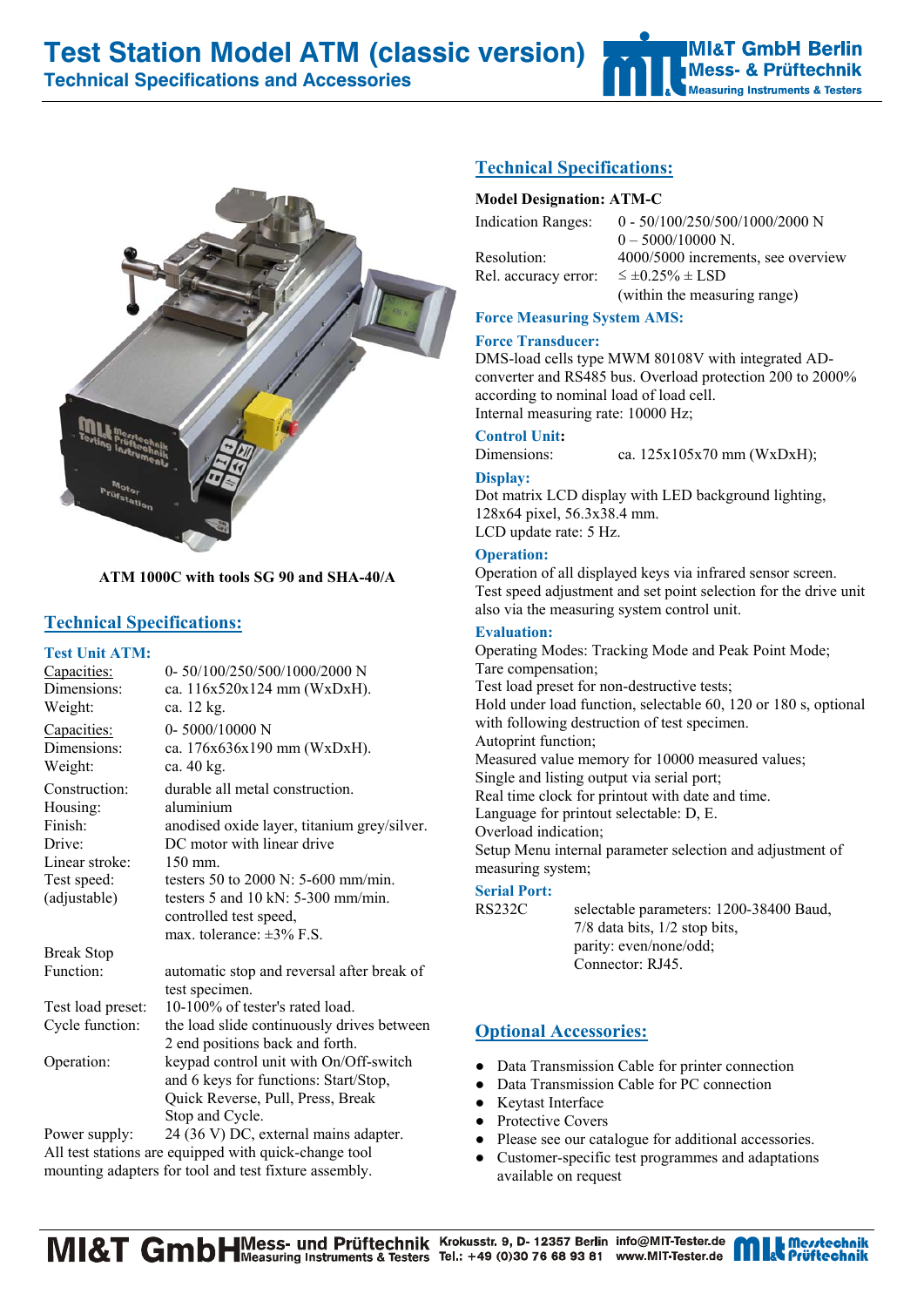# Test Station Model ATM (classic version)

## Technical Specifications and Accessories

ATM 1000C with tools SG 90 and SHA-40/A

## Technical Specifications:

### Test Unit ATM:

| | |
|---|---|
| Capacities: | 0- 50/100/250/500/1000/2000 N |
| Dimensions: | ca. 116x520x124 mm (WxDxH). |
| Weight: | ca. 12 kg. |
| Capacities: | 0- 5000/10000 N |
| Dimensions: | ca. 176x636x190 mm (WxDxH). |
| Weight: | ca. 40 kg. |
| Construction: | durable all metal construction. |
| Housing: | aluminium |
| Finish: | anodised oxide layer, titanium grey/silver. |
| Drive: | DC motor with linear drive |
| Linear stroke: | 150 mm. |
| Test speed: (adjustable) | testers 50 to 2000 N: 5-600 mm/min. testers 5 and 10 kN: 5-300 mm/min. controlled test speed, max. tolerance: ±3% F.S. |
| Break Stop Function: | automatic stop and reversal after break of test specimen. |
| Test load preset: | 10-100% of tester's rated load. |
| Cycle function: | the load slide continuously drives between 2 end positions back and forth. |
| Operation: | keypad control unit with On/Off-switch and 6 keys for functions: Start/Stop, Quick Reverse, Pull, Press, Break Stop and Cycle. |
| Power supply: | 24 (36 V) DC, external mains adapter. |

All test stations are equipped with quick-change tool mounting adapters for tool and test fixture assembly.

## Technical Specifications:

**Model Designation: ATM-C**

| | |
|---|---|
| Indication Ranges: | 0 - 50/100/250/500/1000/2000 N<br>0 – 5000/10000 N. |
| Resolution: | 4000/5000 increments, see overview |
| Rel. accuracy error: | ≤ ±0.25% ± LSD (within the measuring range) |

### Force Measuring System AMS:

### Force Transducer:

DMS-load cells type MWM 80108V with integrated AD-converter and RS485 bus. Overload protection 200 to 2000% according to nominal load of load cell.
Internal measuring rate: 10000 Hz;

### Control Unit:

Dimensions: ca. 125x105x70 mm (WxDxH);

### Display:

Dot matrix LCD display with LED background lighting, 128x64 pixel, 56.3x38.4 mm.
LCD update rate: 5 Hz.

### Operation:

Operation of all displayed keys via infrared sensor screen. Test speed adjustment and set point selection for the drive unit also via the measuring system control unit.

### Evaluation:

Operating Modes: Tracking Mode and Peak Point Mode;
Tare compensation;
Test load preset for non-destructive tests;
Hold under load function, selectable 60, 120 or 180 s, optional with following destruction of test specimen.
Autoprint function;
Measured value memory for 10000 measured values;
Single and listing output via serial port;
Real time clock for printout with date and time.
Language for printout selectable: D, E.
Overload indication;
Setup Menu internal parameter selection and adjustment of measuring system;

### Serial Port:

RS232C — selectable parameters: 1200-38400 Baud, 7/8 data bits, 1/2 stop bits, parity: even/none/odd; Connector: RJ45.

## Optional Accessories:

- Data Transmission Cable for printer connection
- Data Transmission Cable for PC connection
- Keytast Interface
- Protective Covers
- Please see our catalogue for additional accessories.
- Customer-specific test programmes and adaptations available on request